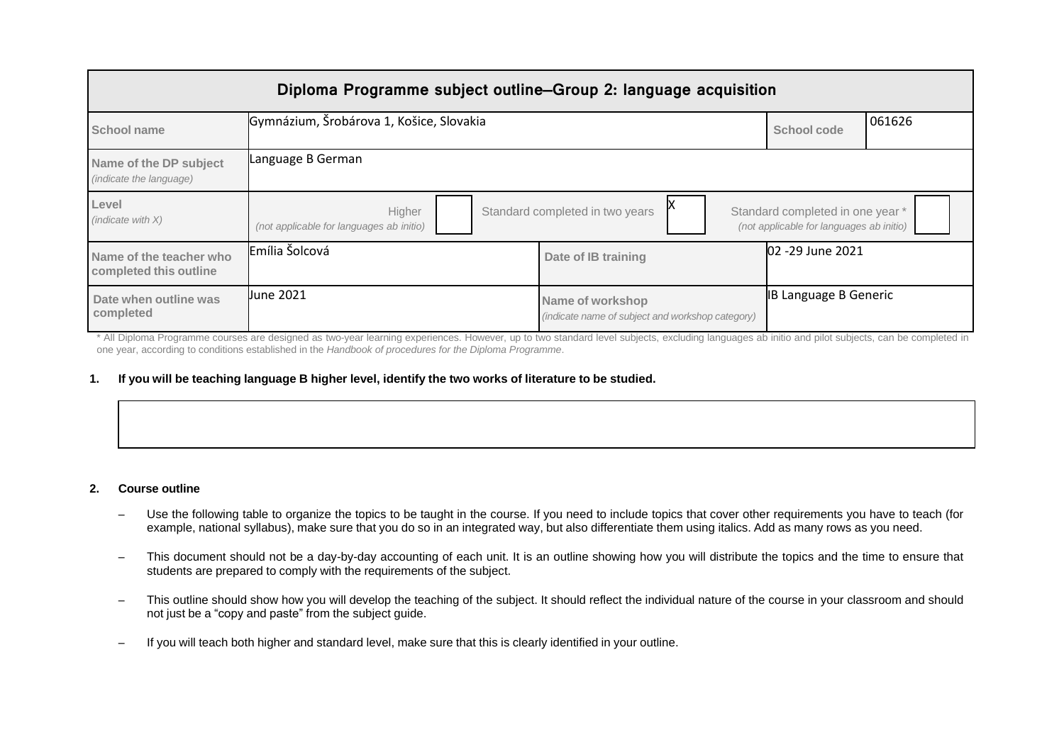# Diploma Programme subject outline—Group 2: language acquisition

| School name | Gymnázium, Šrobárova 1, Košice, Slovakia | | | School code | 061626 |
|---|---|---|---|---|---|
| Name of the DP subject *(indicate the language)* | Language B German | | | | |
| Level *(indicate with X)* | Higher *(not applicable for languages ab initio)* [ ] | Standard completed in two years [X] | | Standard completed in one year * *(not applicable for languages ab initio)* [ ] | |
| Name of the teacher who completed this outline | Emília Šolcová | Date of IB training | | 02 -29 June 2021 | |
| Date when outline was completed | June 2021 | Name of workshop *(indicate name of subject and workshop category)* | | IB Language B Generic | |

\* All Diploma Programme courses are designed as two-year learning experiences. However, up to two standard level subjects, excluding languages ab initio and pilot subjects, can be completed in one year, according to conditions established in the *Handbook of procedures for the Diploma Programme*.

**1. If you will be teaching language B higher level, identify the two works of literature to be studied.**

**2. Course outline**

- Use the following table to organize the topics to be taught in the course. If you need to include topics that cover other requirements you have to teach (for example, national syllabus), make sure that you do so in an integrated way, but also differentiate them using italics. Add as many rows as you need.
- This document should not be a day-by-day accounting of each unit. It is an outline showing how you will distribute the topics and the time to ensure that students are prepared to comply with the requirements of the subject.
- This outline should show how you will develop the teaching of the subject. It should reflect the individual nature of the course in your classroom and should not just be a "copy and paste" from the subject guide.
- If you will teach both higher and standard level, make sure that this is clearly identified in your outline.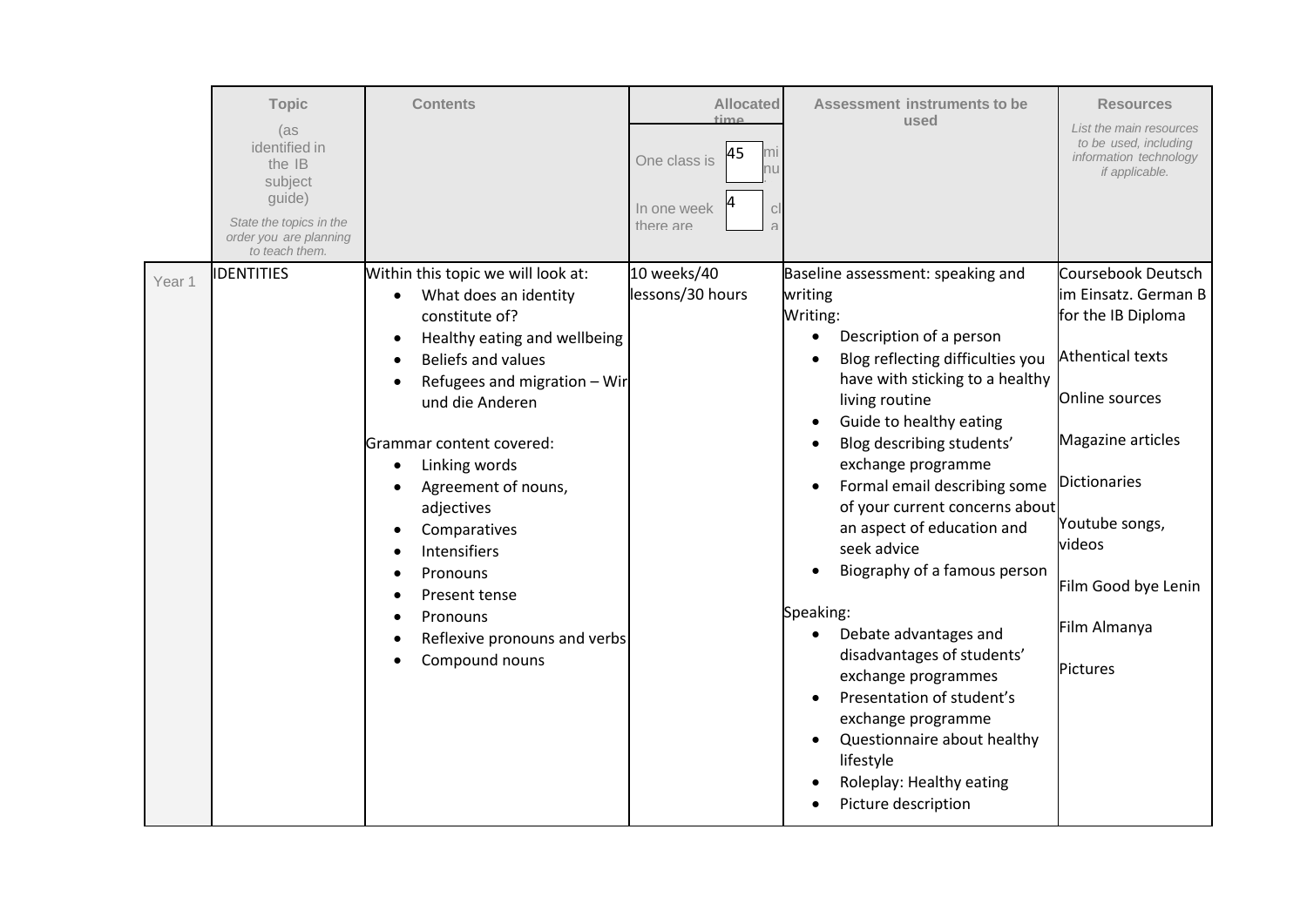| | Topic (as identified in the IB subject guide) *State the topics in the order you are planning to teach them.* | Contents | Allocated time One class is 45 minutes In one week there are 4 classes | Assessment instruments to be used | Resources *List the main resources to be used, including information technology if applicable.* |
|---|---|---|---|---|---|
| Year 1 | IDENTITIES | Within this topic we will look at:<br>• What does an identity constitute of?<br>• Healthy eating and wellbeing<br>• Beliefs and values<br>• Refugees and migration – Wir und die Anderen<br><br>Grammar content covered:<br>• Linking words<br>• Agreement of nouns, adjectives<br>• Comparatives<br>• Intensifiers<br>• Pronouns<br>• Present tense<br>• Pronouns<br>• Reflexive pronouns and verbs<br>• Compound nouns | 10 weeks/40 lessons/30 hours | Baseline assessment: speaking and writing<br>Writing:<br>• Description of a person<br>• Blog reflecting difficulties you have with sticking to a healthy living routine<br>• Guide to healthy eating<br>• Blog describing students' exchange programme<br>• Formal email describing some of your current concerns about an aspect of education and seek advice<br>• Biography of a famous person<br><br>Speaking:<br>• Debate advantages and disadvantages of students' exchange programmes<br>• Presentation of student's exchange programme<br>• Questionnaire about healthy lifestyle<br>• Roleplay: Healthy eating<br>• Picture description | Coursebook Deutsch im Einsatz. German B for the IB Diploma<br><br>Athentical texts<br><br>Online sources<br><br>Magazine articles<br><br>Dictionaries<br><br>Youtube songs, videos<br><br>Film Good bye Lenin<br><br>Film Almanya<br><br>Pictures |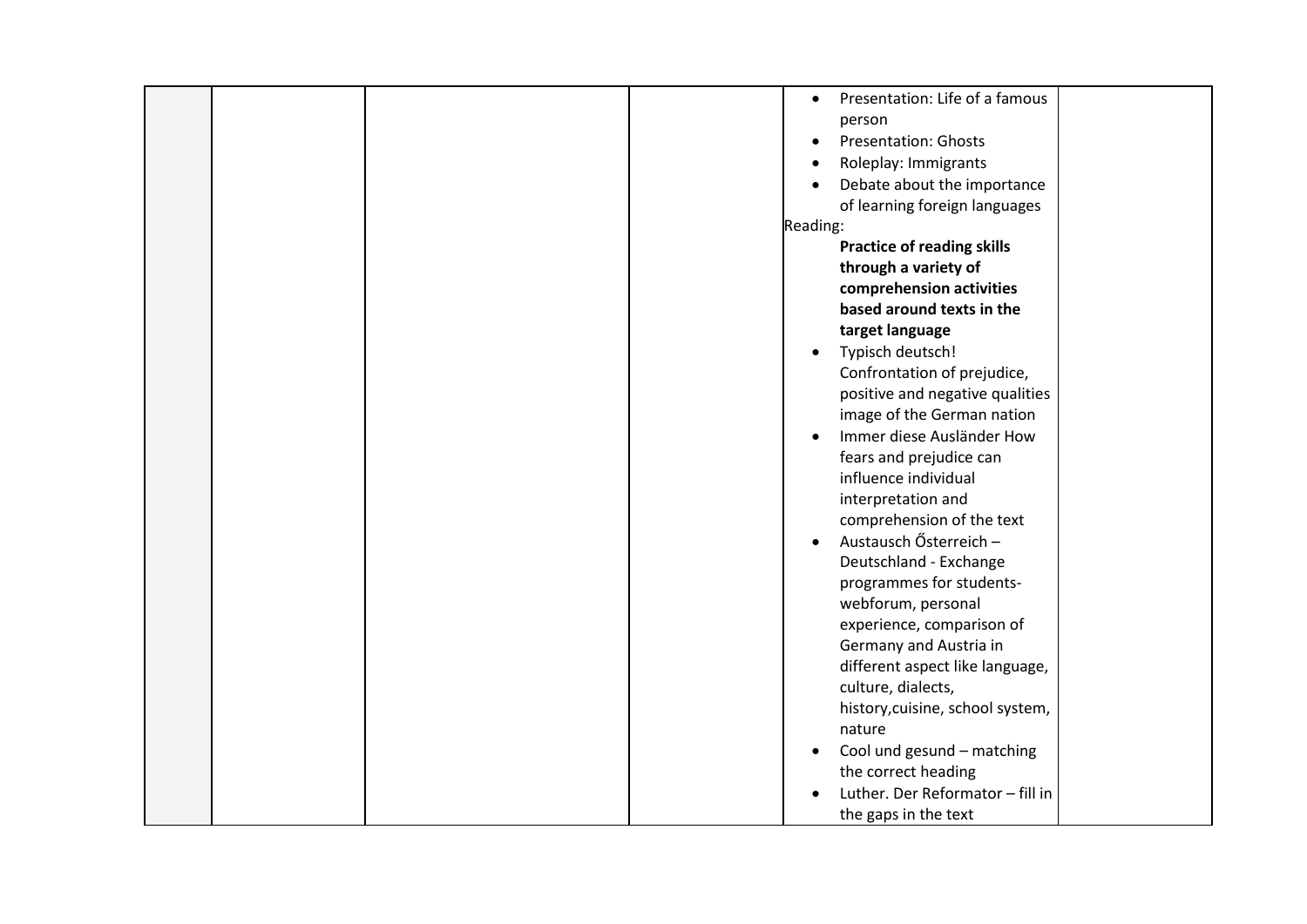|  |  |  |  | • Presentation: Life of a famous person<br>• Presentation: Ghosts<br>• Roleplay: Immigrants<br>• Debate about the importance of learning foreign languages<br>Reading:<br>**Practice of reading skills through a variety of comprehension activities based around texts in the target language**<br>• Typisch deutsch! Confrontation of prejudice, positive and negative qualities image of the German nation<br>• Immer diese Ausländer How fears and prejudice can influence individual interpretation and comprehension of the text<br>• Austausch Őserreich – Deutschland - Exchange programmes for students-webforum, personal experience, comparison of Germany and Austria in different aspect like language, culture, dialects, history,cuisine, school system, nature<br>• Cool und gesund – matching the correct heading<br>• Luther. Der Reformator – fill in the gaps in the text |  |
|---|---|---|---|---|---|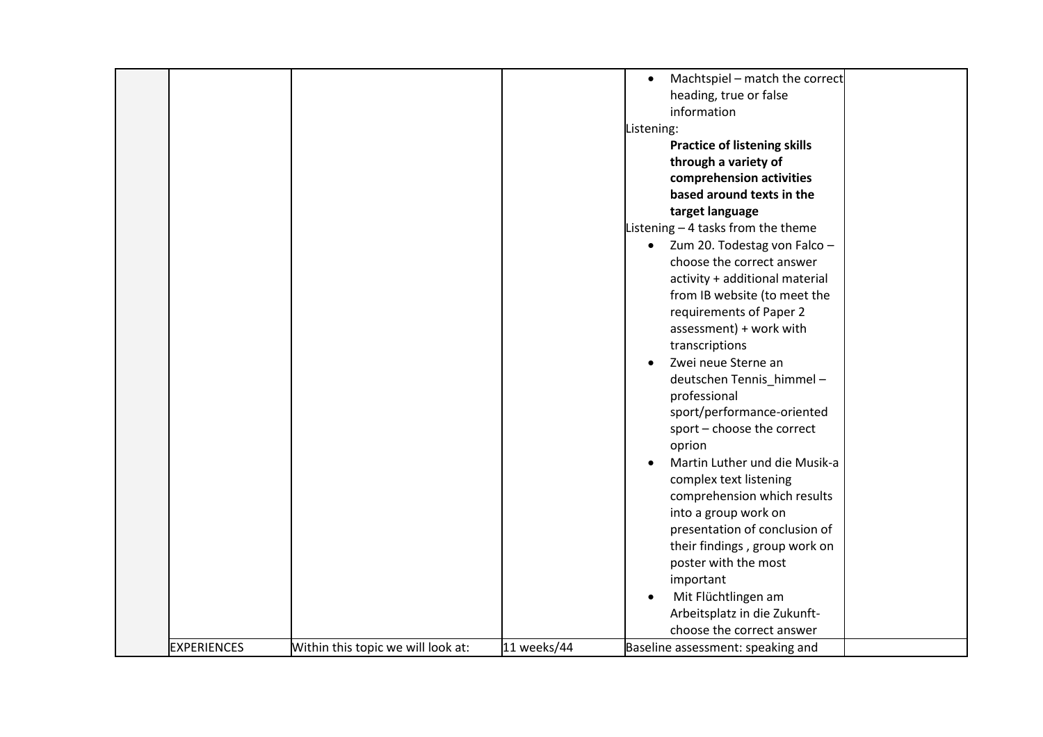|  |  |  |  |  |  |
|---|---|---|---|---|---|
|  |  |  |  | • Machtspiel – match the correct heading, true or false information<br>Listening:<br>**Practice of listening skills through a variety of comprehension activities based around texts in the target language**<br>Listening – 4 tasks from the theme<br>• Zum 20. Todestag von Falco – choose the correct answer activity + additional material from IB website (to meet the requirements of Paper 2 assessment) + work with transcriptions<br>• Zwei neue Sterne an deutschen Tennis_himmel – professional sport/performance-oriented sport – choose the correct oprion<br>• Martin Luther und die Musik-a complex text listening comprehension which results into a group work on presentation of conclusion of their findings , group work on poster with the most important<br>• Mit Flüchtlingen am Arbeitsplatz in die Zukunft- choose the correct answer |  |
|  | EXPERIENCES | Within this topic we will look at: | 11 weeks/44 | Baseline assessment: speaking and |  |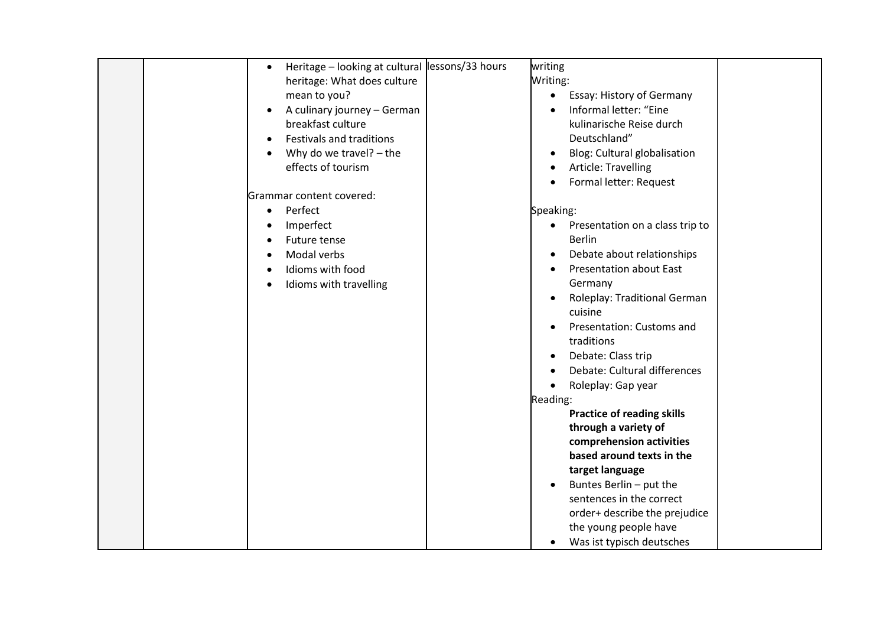|  |  | • Heritage – looking at cultural heritage: What does culture mean to you?<br>• A culinary journey – German breakfast culture<br>• Festivals and traditions<br>• Why do we travel? – the effects of tourism<br><br>Grammar content covered:<br>• Perfect<br>• Imperfect<br>• Future tense<br>• Modal verbs<br>• Idioms with food<br>• Idioms with travelling | lessons/33 hours | writing<br>Writing:<br>• Essay: History of Germany<br>• Informal letter: "Eine kulinarische Reise durch Deutschland"<br>• Blog: Cultural globalisation<br>• Article: Travelling<br>• Formal letter: Request<br><br>Speaking:<br>• Presentation on a class trip to Berlin<br>• Debate about relationships<br>• Presentation about East Germany<br>• Roleplay: Traditional German cuisine<br>• Presentation: Customs and traditions<br>• Debate: Class trip<br>• Debate: Cultural differences<br>• Roleplay: Gap year<br>Reading:<br>**Practice of reading skills through a variety of comprehension activities based around texts in the target language**<br>• Buntes Berlin – put the sentences in the correct order+ describe the prejudice the young people have<br>• Was ist typisch deutsches |  |
|---|---|---|---|---|---|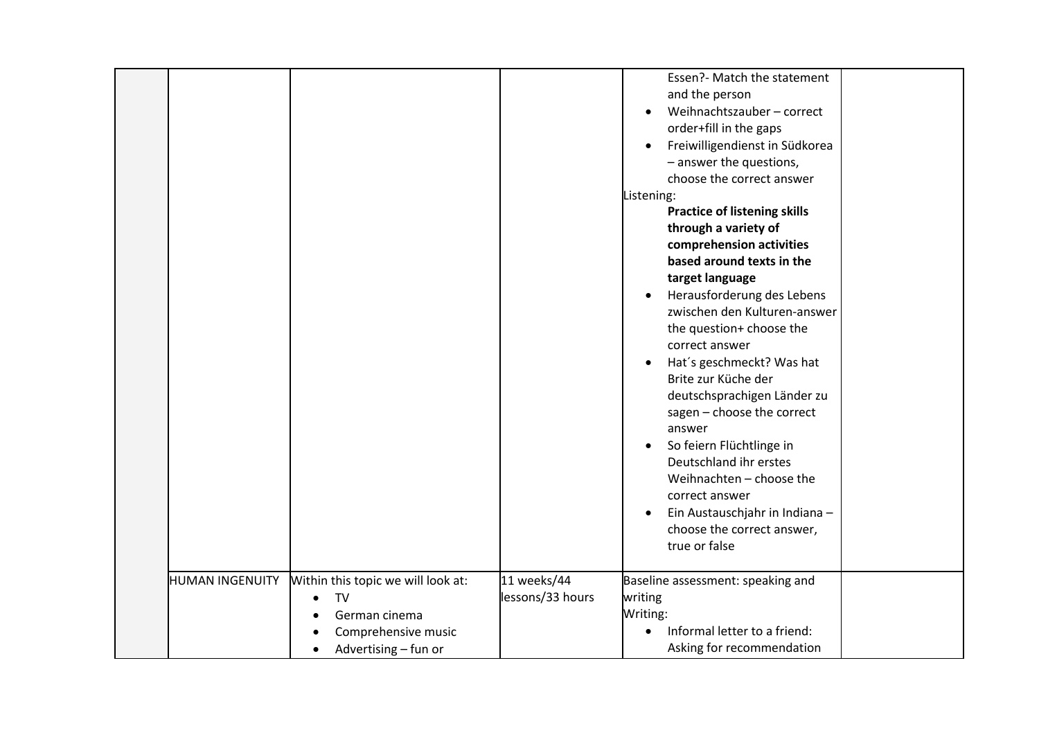| | | | | | |
|---|---|---|---|---|---|
| | | | | <ul><li>Essen?- Match the statement and the person</li><li>Weihnachtszauber – correct order+fill in the gaps</li><li>Freiwilligendienst in Südkorea – answer the questions, choose the correct answer</li></ul>Listening:<br>**Practice of listening skills through a variety of comprehension activities based around texts in the target language**<ul><li>Herausforderung des Lebens zwischen den Kulturen-answer the question+ choose the correct answer</li><li>Hat´s geschmeckt? Was hat Brite zur Küche der deutschsprachigen Länder zu sagen – choose the correct answer</li><li>So feiern Flüchtlinge in Deutschland ihr erstes Weihnachten – choose the correct answer</li><li>Ein Austauschjahr in Indiana – choose the correct answer, true or false</li></ul> | |
| | HUMAN INGENUITY | Within this topic we will look at:<ul><li>TV</li><li>German cinema</li><li>Comprehensive music</li><li>Advertising – fun or</li></ul> | 11 weeks/44 lessons/33 hours | Baseline assessment: speaking and writing<br>Writing:<ul><li>Informal letter to a friend: Asking for recommendation</li></ul> | |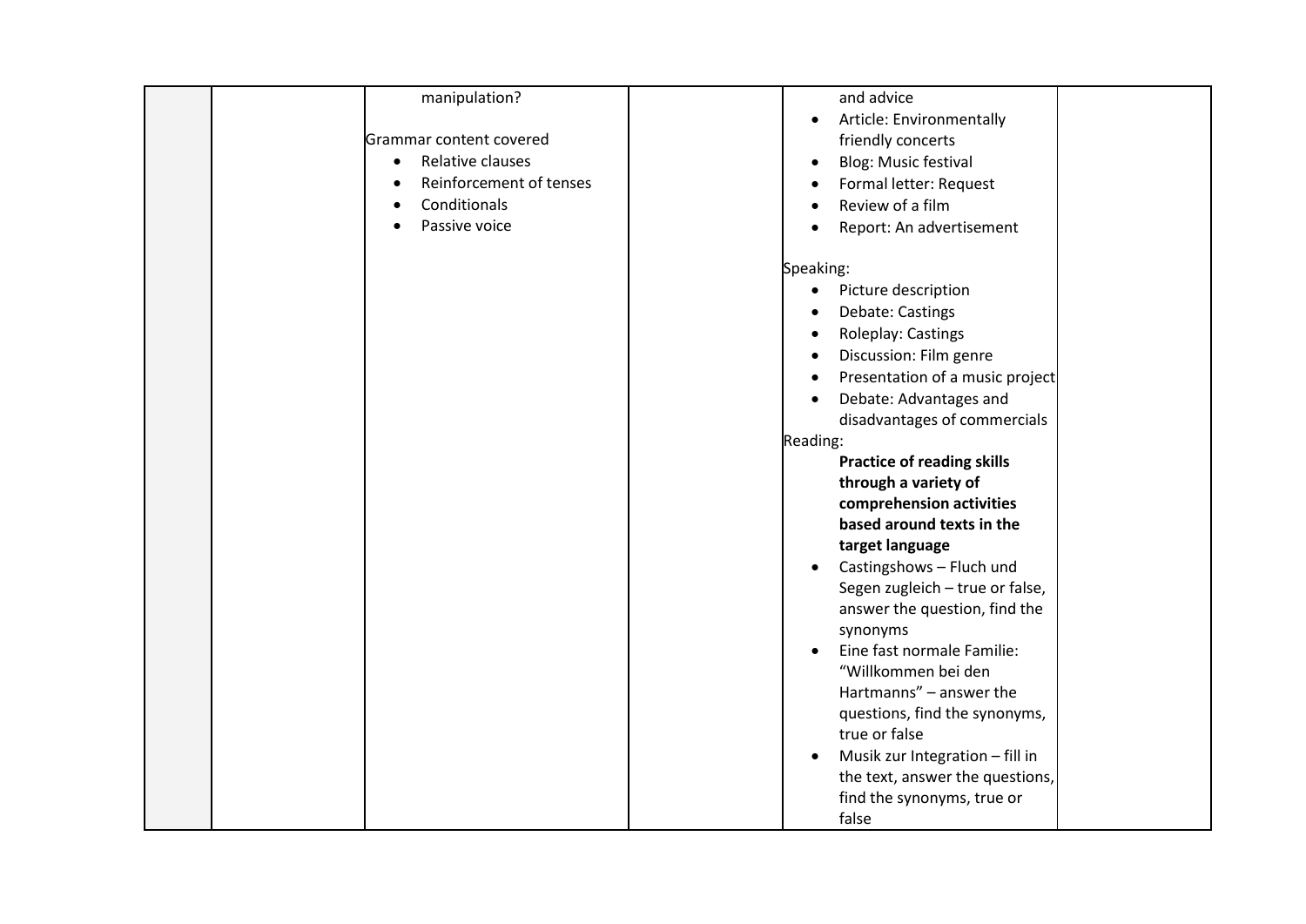| | | | | | |
|---|---|---|---|---|---|
| | | manipulation?<br><br>Grammar content covered<br>• Relative clauses<br>• Reinforcement of tenses<br>• Conditionals<br>• Passive voice | | and advice<br>• Article: Environmentally friendly concerts<br>• Blog: Music festival<br>• Formal letter: Request<br>• Review of a film<br>• Report: An advertisement<br><br>Speaking:<br>• Picture description<br>• Debate: Castings<br>• Roleplay: Castings<br>• Discussion: Film genre<br>• Presentation of a music project<br>• Debate: Advantages and disadvantages of commercials<br>Reading:<br>**Practice of reading skills through a variety of comprehension activities based around texts in the target language**<br>• Castingshows – Fluch und Segen zugleich – true or false, answer the question, find the synonyms<br>• Eine fast normale Familie: "Willkommen bei den Hartmanns" – answer the questions, find the synonyms, true or false<br>• Musik zur Integration – fill in the text, answer the questions, find the synonyms, true or false | |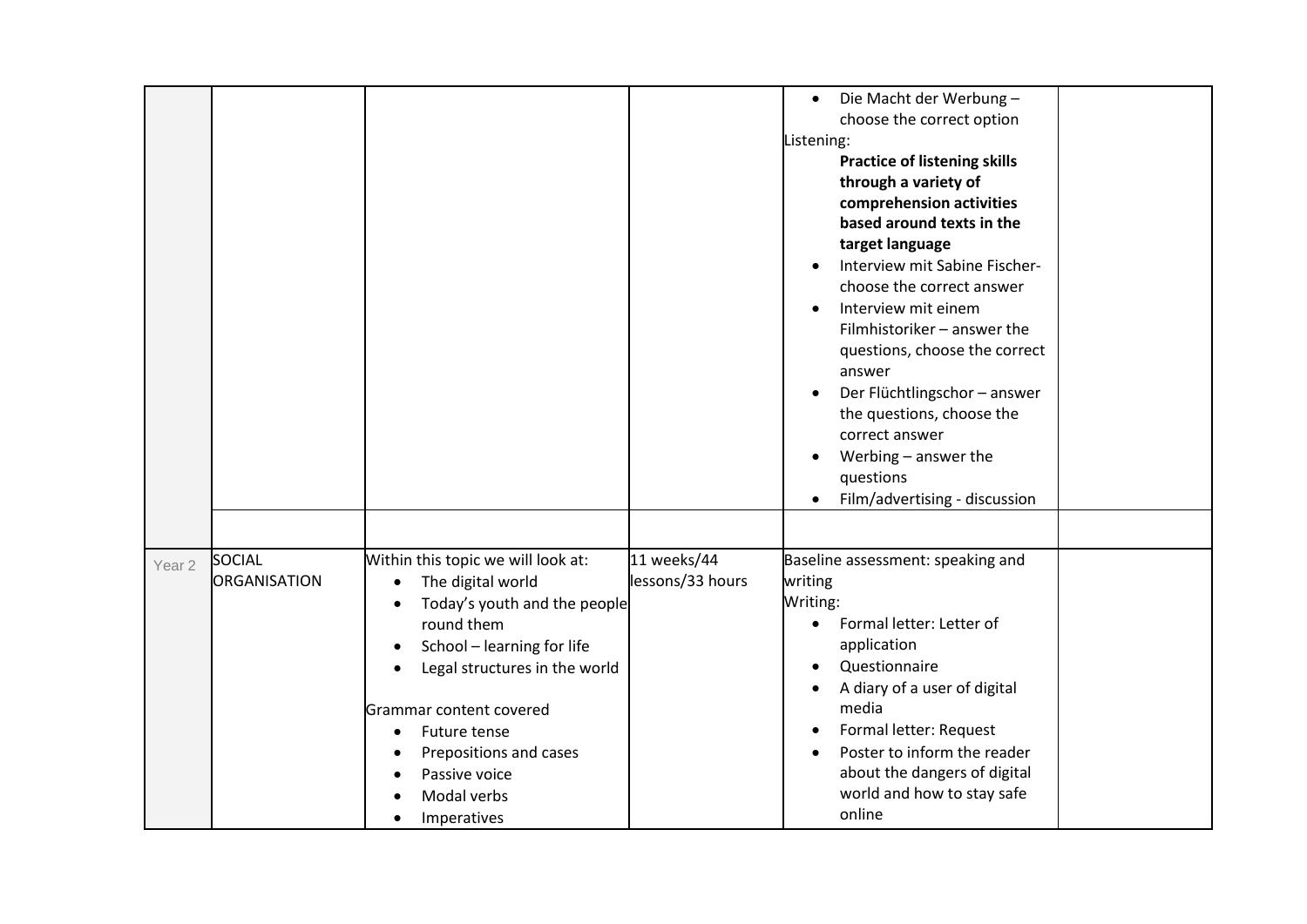| | | | | | |
|---|---|---|---|---|---|
| | | | | • Die Macht der Werbung – choose the correct option<br>Listening:<br>**Practice of listening skills through a variety of comprehension activities based around texts in the target language**<br>• Interview mit Sabine Fischer- choose the correct answer<br>• Interview mit einem Filmhistoriker – answer the questions, choose the correct answer<br>• Der Flüchtlingschor – answer the questions, choose the correct answer<br>• Werbing – answer the questions<br>• Film/advertising - discussion | |
| | | | | | |
| Year 2 | SOCIAL ORGANISATION | Within this topic we will look at:<br>• The digital world<br>• Today's youth and the people round them<br>• School – learning for life<br>• Legal structures in the world<br><br>Grammar content covered<br>• Future tense<br>• Prepositions and cases<br>• Passive voice<br>• Modal verbs<br>• Imperatives | 11 weeks/44 lessons/33 hours | Baseline assessment: speaking and writing<br>Writing:<br>• Formal letter: Letter of application<br>• Questionnaire<br>• A diary of a user of digital media<br>• Formal letter: Request<br>• Poster to inform the reader about the dangers of digital world and how to stay safe online | |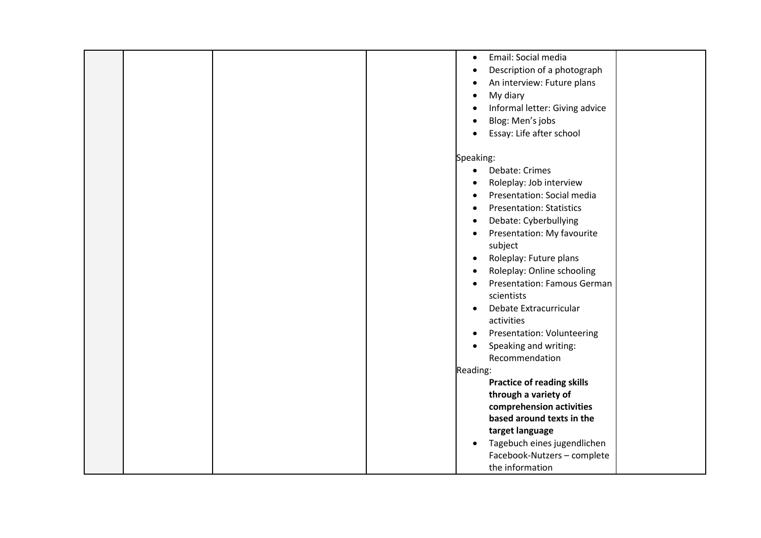| | | | | • Email: Social media<br>• Description of a photograph<br>• An interview: Future plans<br>• My diary<br>• Informal letter: Giving advice<br>• Blog: Men's jobs<br>• Essay: Life after school<br><br>Speaking:<br>• Debate: Crimes<br>• Roleplay: Job interview<br>• Presentation: Social media<br>• Presentation: Statistics<br>• Debate: Cyberbullying<br>• Presentation: My favourite subject<br>• Roleplay: Future plans<br>• Roleplay: Online schooling<br>• Presentation: Famous German scientists<br>• Debate Extracurricular activities<br>• Presentation: Volunteering<br>• Speaking and writing: Recommendation<br>Reading:<br>**Practice of reading skills through a variety of comprehension activities based around texts in the target language**<br>• Tagebuch eines jugendlichen Facebook-Nutzers – complete the information | |
|---|---|---|---|---|---|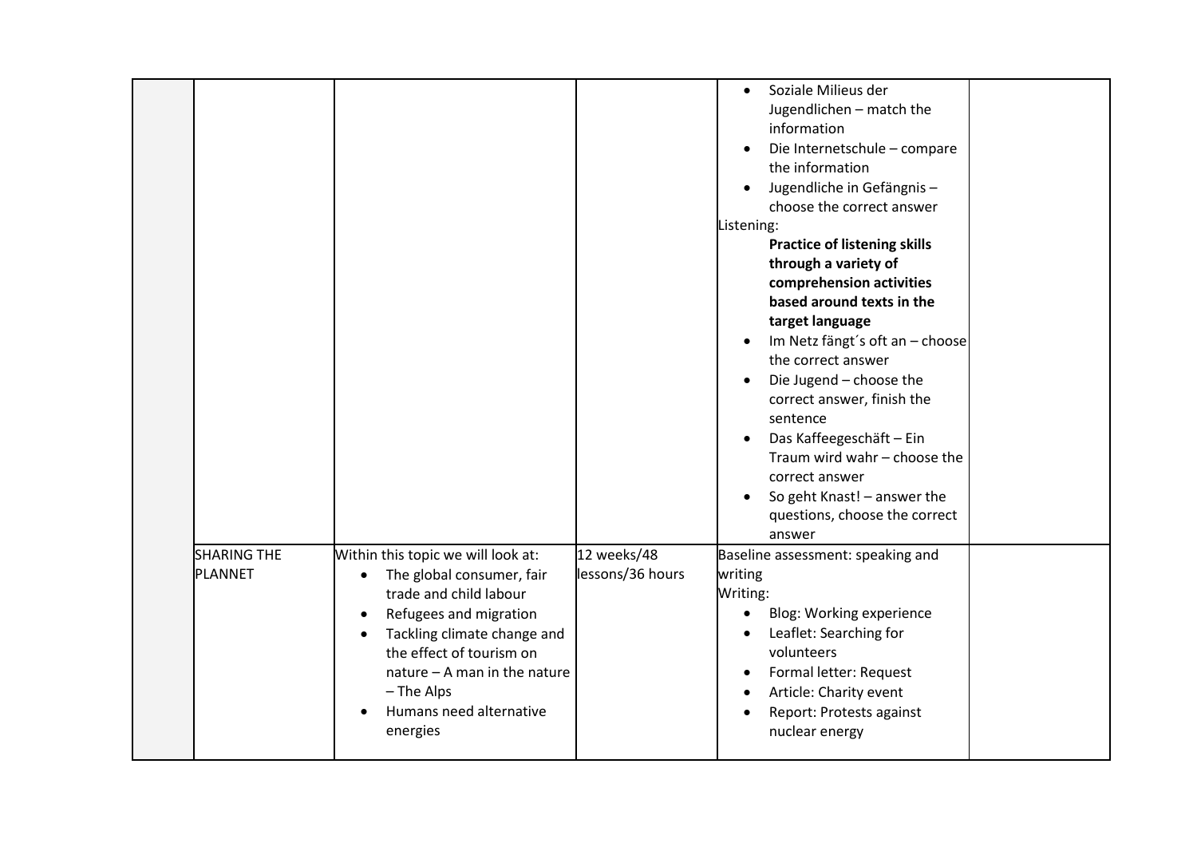| | | | | | |
|---|---|---|---|---|---|
| | | | | • Soziale Milieus der Jugendlichen – match the information<br>• Die Internetschule – compare the information<br>• Jugendliche in Gefängnis – choose the correct answer<br>Listening:<br>**Practice of listening skills through a variety of comprehension activities based around texts in the target language**<br>• Im Netz fängt´s oft an – choose the correct answer<br>• Die Jugend – choose the correct answer, finish the sentence<br>• Das Kaffeegeschäft – Ein Traum wird wahr – choose the correct answer<br>• So geht Knast! – answer the questions, choose the correct answer | |
| | SHARING THE PLANNET | Within this topic we will look at:<br>• The global consumer, fair trade and child labour<br>• Refugees and migration<br>• Tackling climate change and the effect of tourism on nature – A man in the nature – The Alps<br>• Humans need alternative energies | 12 weeks/48 lessons/36 hours | Baseline assessment: speaking and writing<br>Writing:<br>• Blog: Working experience<br>• Leaflet: Searching for volunteers<br>• Formal letter: Request<br>• Article: Charity event<br>• Report: Protests against nuclear energy | |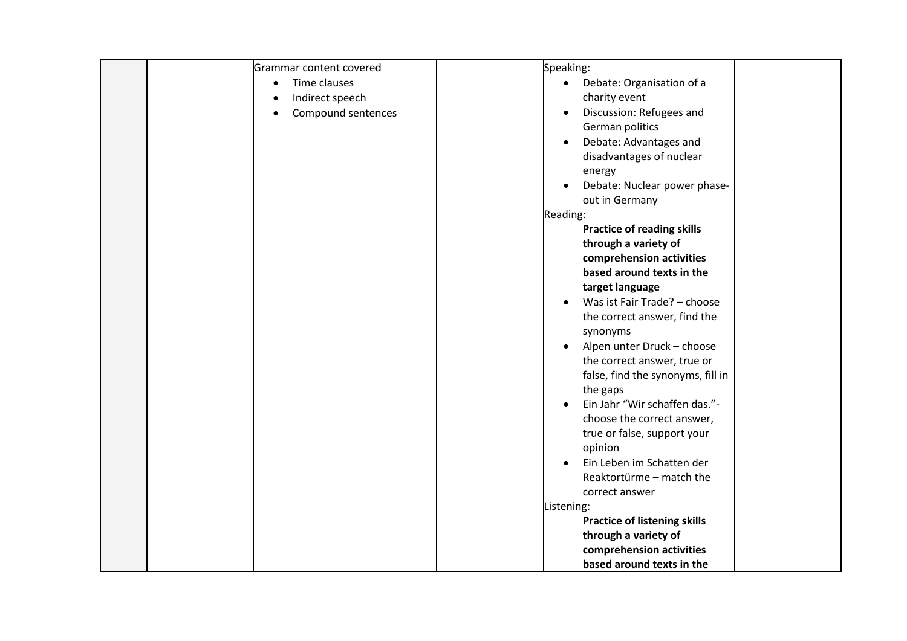| | | | | | |
|---|---|---|---|---|---|
| | | Grammar content covered<br>• Time clauses<br>• Indirect speech<br>• Compound sentences | | Speaking:<br>• Debate: Organisation of a charity event<br>• Discussion: Refugees and German politics<br>• Debate: Advantages and disadvantages of nuclear energy<br>• Debate: Nuclear power phase-out in Germany<br>Reading:<br>**Practice of reading skills through a variety of comprehension activities based around texts in the target language**<br>• Was ist Fair Trade? – choose the correct answer, find the synonyms<br>• Alpen unter Druck – choose the correct answer, true or false, find the synonyms, fill in the gaps<br>• Ein Jahr "Wir schaffen das."- choose the correct answer, true or false, support your opinion<br>• Ein Leben im Schatten der Reaktortürme – match the correct answer<br>Listening:<br>**Practice of listening skills through a variety of comprehension activities based around texts in the** | |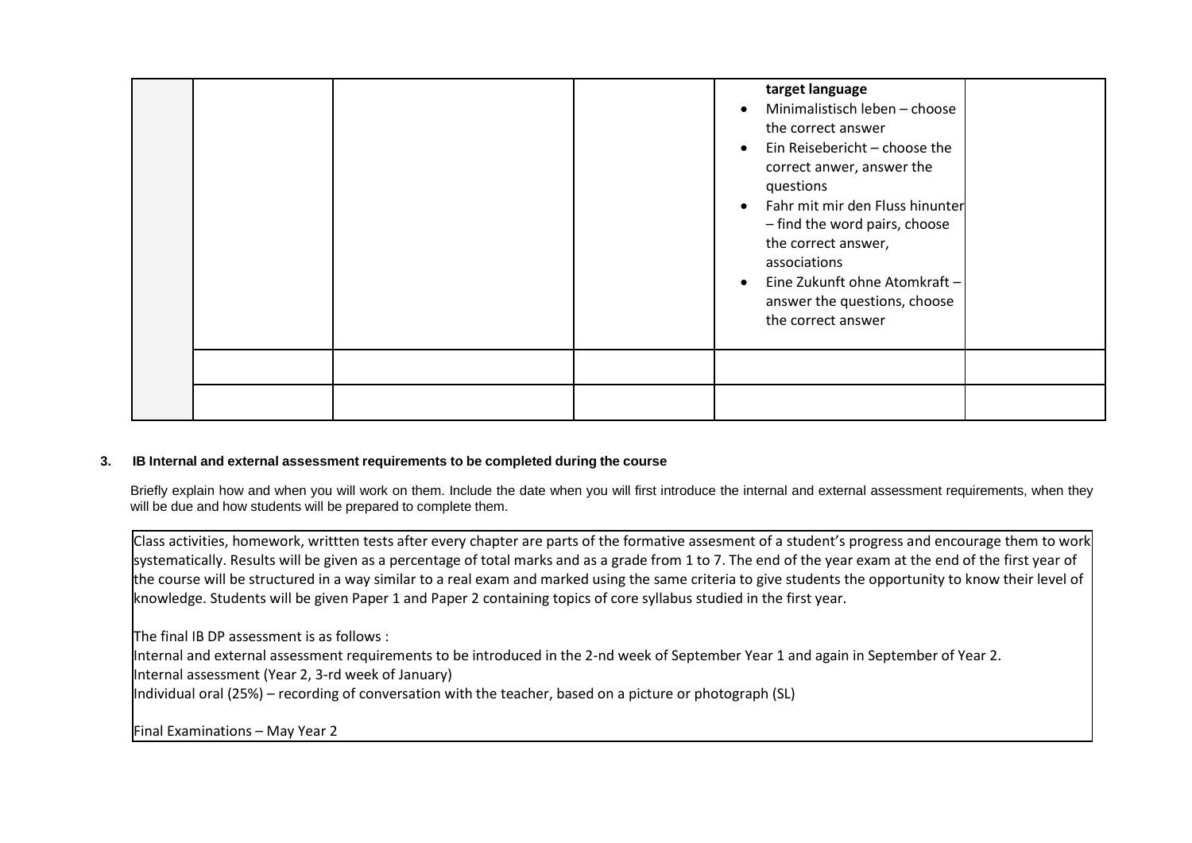| | | | | | |
|---|---|---|---|---|---|
| | | | | **target language**<br>• Minimalistisch leben – choose the correct answer<br>• Ein Reisebericht – choose the correct anwer, answer the questions<br>• Fahr mit mir den Fluss hinunter – find the word pairs, choose the correct answer, associations<br>• Eine Zukunft ohne Atomkraft – answer the questions, choose the correct answer | |
| | | | | | |
| | | | | | |

**3. IB Internal and external assessment requirements to be completed during the course**

Briefly explain how and when you will work on them. Include the date when you will first introduce the internal and external assessment requirements, when they will be due and how students will be prepared to complete them.

Class activities, homework, writtten tests after every chapter are parts of the formative assesment of a student's progress and encourage them to work systematically. Results will be given as a percentage of total marks and as a grade from 1 to 7. The end of the year exam at the end of the first year of the course will be structured in a way similar to a real exam and marked using the same criteria to give students the opportunity to know their level of knowledge. Students will be given Paper 1 and Paper 2 containing topics of core syllabus studied in the first year.

The final IB DP assessment is as follows :

Internal and external assessment requirements to be introduced in the 2-nd week of September Year 1 and again in September of Year 2.

Internal assessment (Year 2, 3-rd week of January)

Individual oral (25%) – recording of conversation with the teacher, based on a picture or photograph (SL)

Final Examinations – May Year 2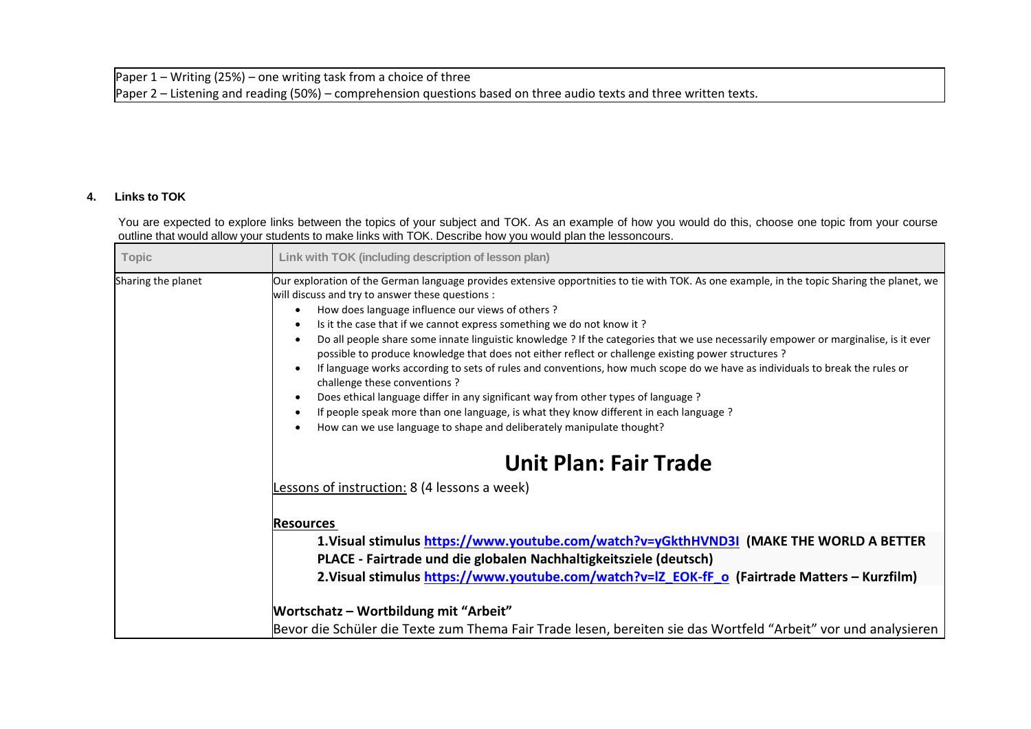| Paper 1 – Writing (25%) – one writing task from a choice of three<br>Paper 2 – Listening and reading (50%) – comprehension questions based on three audio texts and three written texts. |
|---|

**4. Links to TOK**

You are expected to explore links between the topics of your subject and TOK. As an example of how you would do this, choose one topic from your course outline that would allow your students to make links with TOK. Describe how you would plan the lessoncours.

| Topic | Link with TOK (including description of lesson plan) |
|---|---|
| Sharing the planet | Our exploration of the German language provides extensive opportnities to tie with TOK. As one example, in the topic Sharing the planet, we will discuss and try to answer these questions :<br>• How does language influence our views of others ?<br>• Is it the case that if we cannot express something we do not know it ?<br>• Do all people share some innate linguistic knowledge ? If the categories that we use necessarily empower or marginalise, is it ever possible to produce knowledge that does not either reflect or challenge existing power structures ?<br>• If language works according to sets of rules and conventions, how much scope do we have as individuals to break the rules or challenge these conventions ?<br>• Does ethical language differ in any significant way from other types of language ?<br>• If people speak more than one language, is what they know different in each language ?<br>• How can we use language to shape and deliberately manipulate thought?<br><br>**Unit Plan: Fair Trade**<br><br>Lessons of instruction: 8 (4 lessons a week)<br><br>**Resources**<br>**1.Visual stimulus https://www.youtube.com/watch?v=yGkthHVND3I (MAKE THE WORLD A BETTER PLACE - Fairtrade und die globalen Nachhaltigkeitsziele (deutsch)**<br>**2.Visual stimulus https://www.youtube.com/watch?v=lZ_EOK-fF_o (Fairtrade Matters – Kurzfilm)**<br><br>**Wortschatz – Wortbildung mit "Arbeit"**<br>Bevor die Schüler die Texte zum Thema Fair Trade lesen, bereiten sie das Wortfeld "Arbeit" vor und analysieren |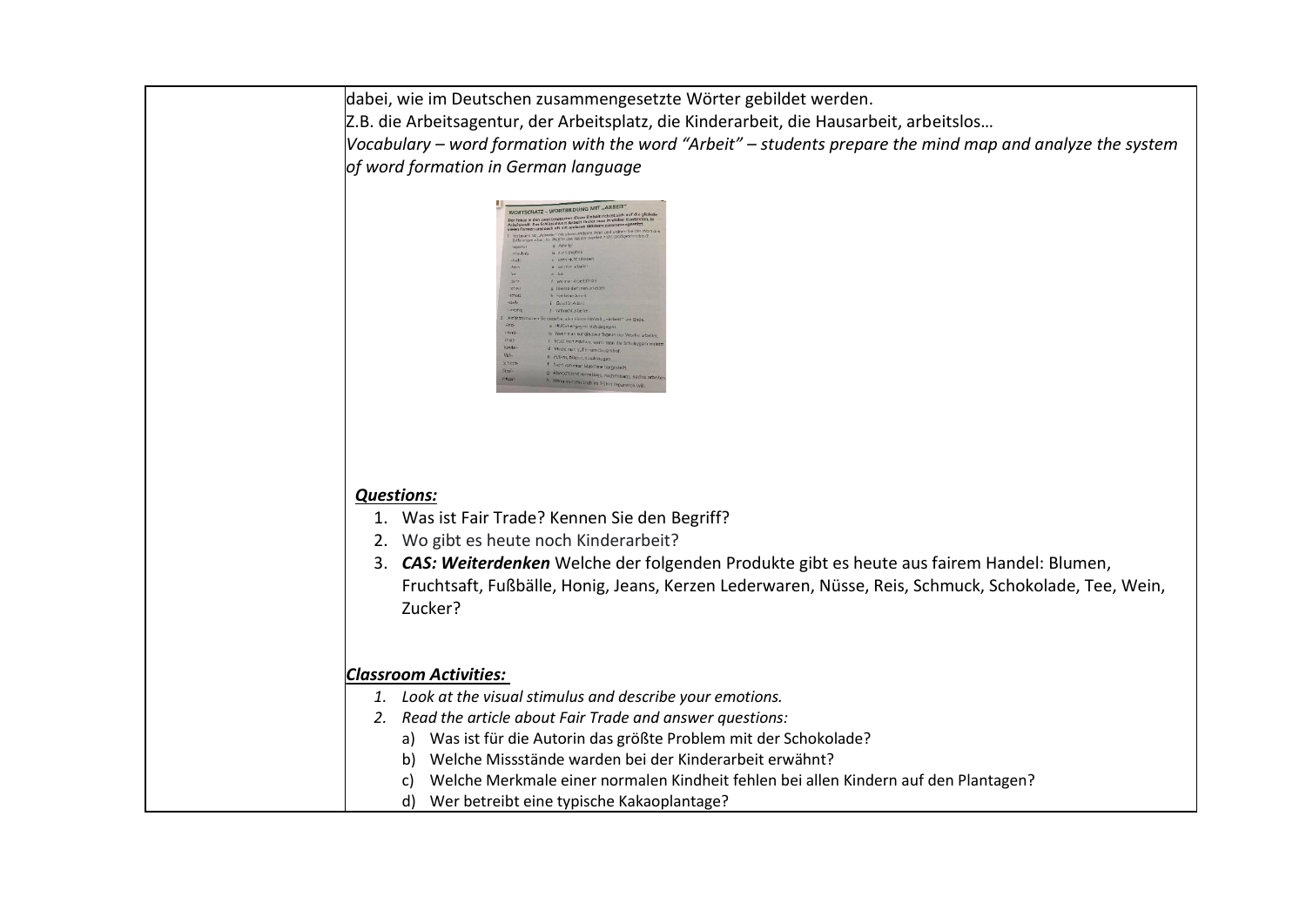| | |
|---|---|
| | dabei, wie im Deutschen zusammengesetzte Wörter gebildet werden.<br>Z.B. die Arbeitsagentur, der Arbeitsplatz, die Kinderarbeit, die Hausarbeit, arbeitslos…<br>*Vocabulary – word formation with the word "Arbeit" – students prepare the mind map and analyze the system of word formation in German language*<br><br>***Questions:***<br>1. Was ist Fair Trade? Kennen Sie den Begriff?<br>2. Wo gibt es heute noch Kinderarbeit?<br>3. ***CAS: Weiterdenken*** Welche der folgenden Produkte gibt es heute aus fairem Handel: Blumen, Fruchtsaft, Fußbälle, Honig, Jeans, Kerzen Lederwaren, Nüsse, Reis, Schmuck, Schokolade, Tee, Wein, Zucker?<br><br>***Classroom Activities:***<br>1. *Look at the visual stimulus and describe your emotions.*<br>2. *Read the article about Fair Trade and answer questions:*<br>a) Was ist für die Autorin das größte Problem mit der Schokolade?<br>b) Welche Missstände warden bei der Kinderarbeit erwähnt?<br>c) Welche Merkmale einer normalen Kindheit fehlen bei allen Kindern auf den Plantagen?<br>d) Wer betreibt eine typische Kakaoplantage? |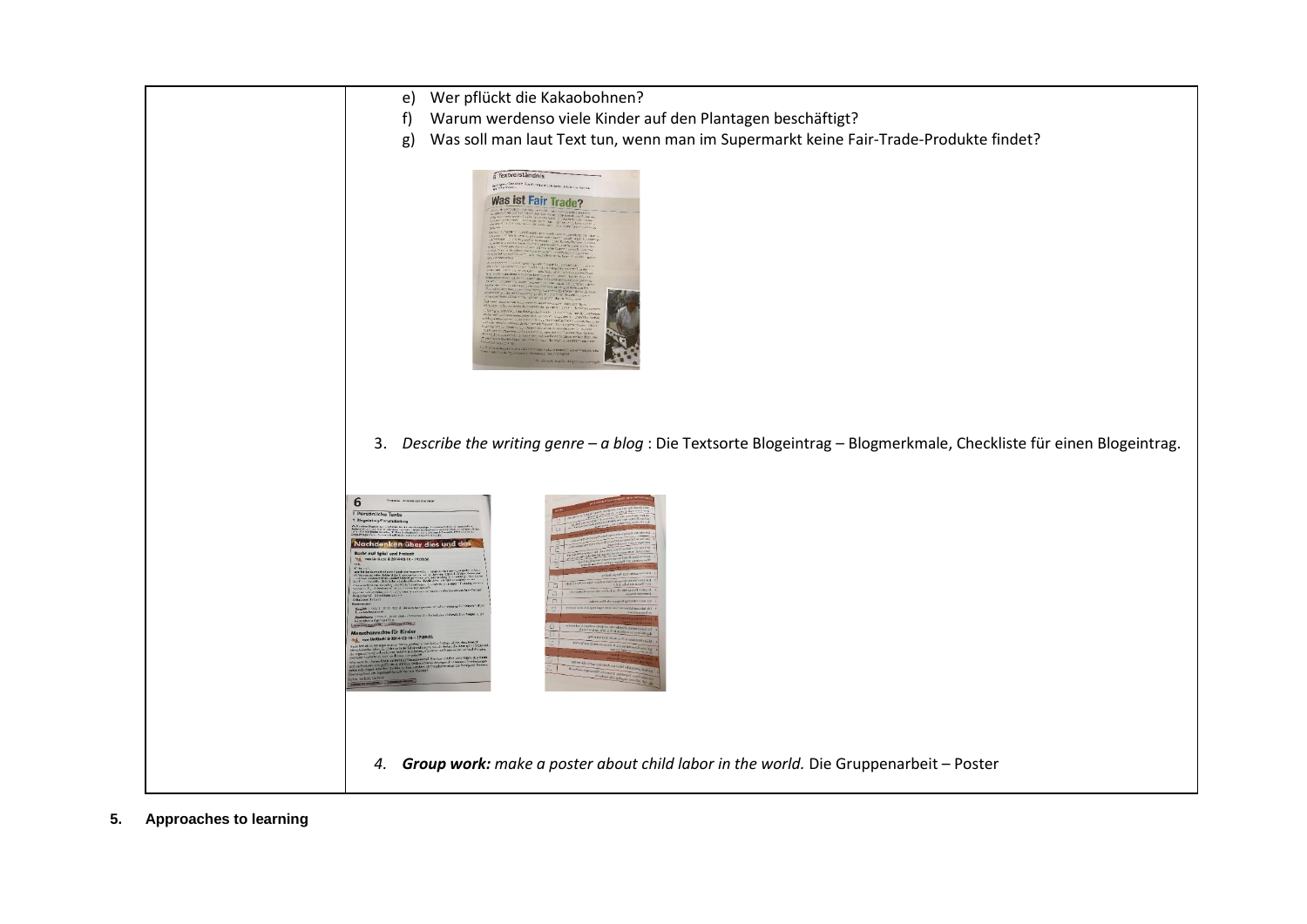| | e) Wer pflückt die Kakaobohnen?<br>f) Warum werdenso viele Kinder auf den Plantagen beschäftigt?<br>g) Was soll man laut Text tun, wenn man im Supermarkt keine Fair-Trade-Produkte findet?<br><br>3. *Describe the writing genre – a blog* : Die Textsorte Blogeintrag – Blogmerkmale, Checkliste für einen Blogeintrag.<br><br>4. ***Group work:*** *make a poster about child labor in the world.* Die Gruppenarbeit – Poster |
|---|---|

**5. Approaches to learning**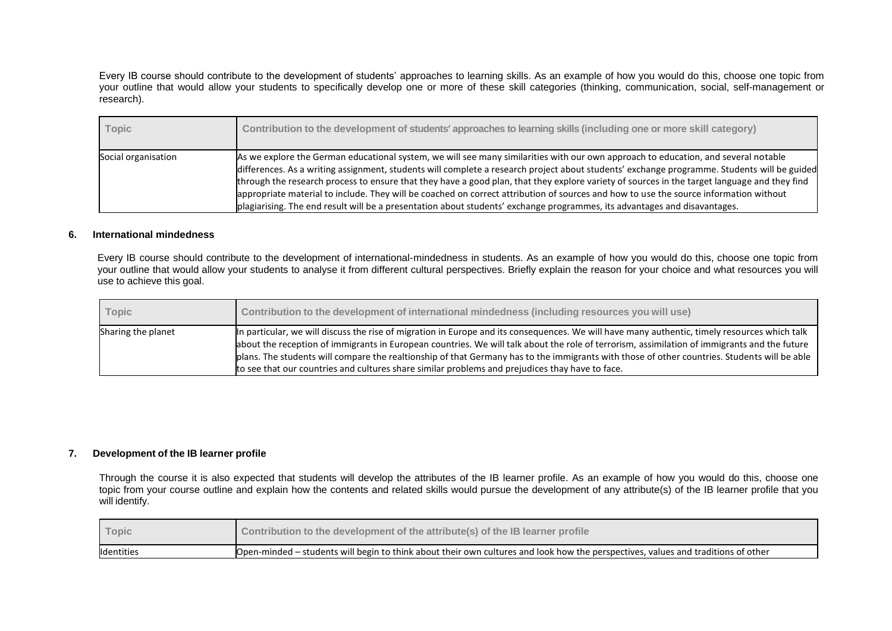Every IB course should contribute to the development of students' approaches to learning skills. As an example of how you would do this, choose one topic from your outline that would allow your students to specifically develop one or more of these skill categories (thinking, communication, social, self-management or research).

| Topic | Contribution to the development of students' approaches to learning skills (including one or more skill category) |
|---|---|
| Social organisation | As we explore the German educational system, we will see many similarities with our own approach to education, and several notable differences. As a writing assignment, students will complete a research project about students' exchange programme. Students will be guided through the research process to ensure that they have a good plan, that they explore variety of sources in the target language and they find appropriate material to include. They will be coached on correct attribution of sources and how to use the source information without plagiarising. The end result will be a presentation about students' exchange programmes, its advantages and disavantages. |

## 6. International mindedness

Every IB course should contribute to the development of international-mindedness in students. As an example of how you would do this, choose one topic from your outline that would allow your students to analyse it from different cultural perspectives. Briefly explain the reason for your choice and what resources you will use to achieve this goal.

| Topic | Contribution to the development of international mindedness (including resources you will use) |
|---|---|
| Sharing the planet | In particular, we will discuss the rise of migration in Europe and its consequences. We will have many authentic, timely resources which talk about the reception of immigrants in European countries. We will talk about the role of terrorism, assimilation of immigrants and the future plans. The students will compare the realtionship of that Germany has to the immigrants with those of other countries. Students will be able to see that our countries and cultures share similar problems and prejudices thay have to face. |

## 7. Development of the IB learner profile

Through the course it is also expected that students will develop the attributes of the IB learner profile. As an example of how you would do this, choose one topic from your course outline and explain how the contents and related skills would pursue the development of any attribute(s) of the IB learner profile that you will identify.

| Topic | Contribution to the development of the attribute(s) of the IB learner profile |
|---|---|
| Identities | Open-minded – students will begin to think about their own cultures and look how the perspectives, values and traditions of other |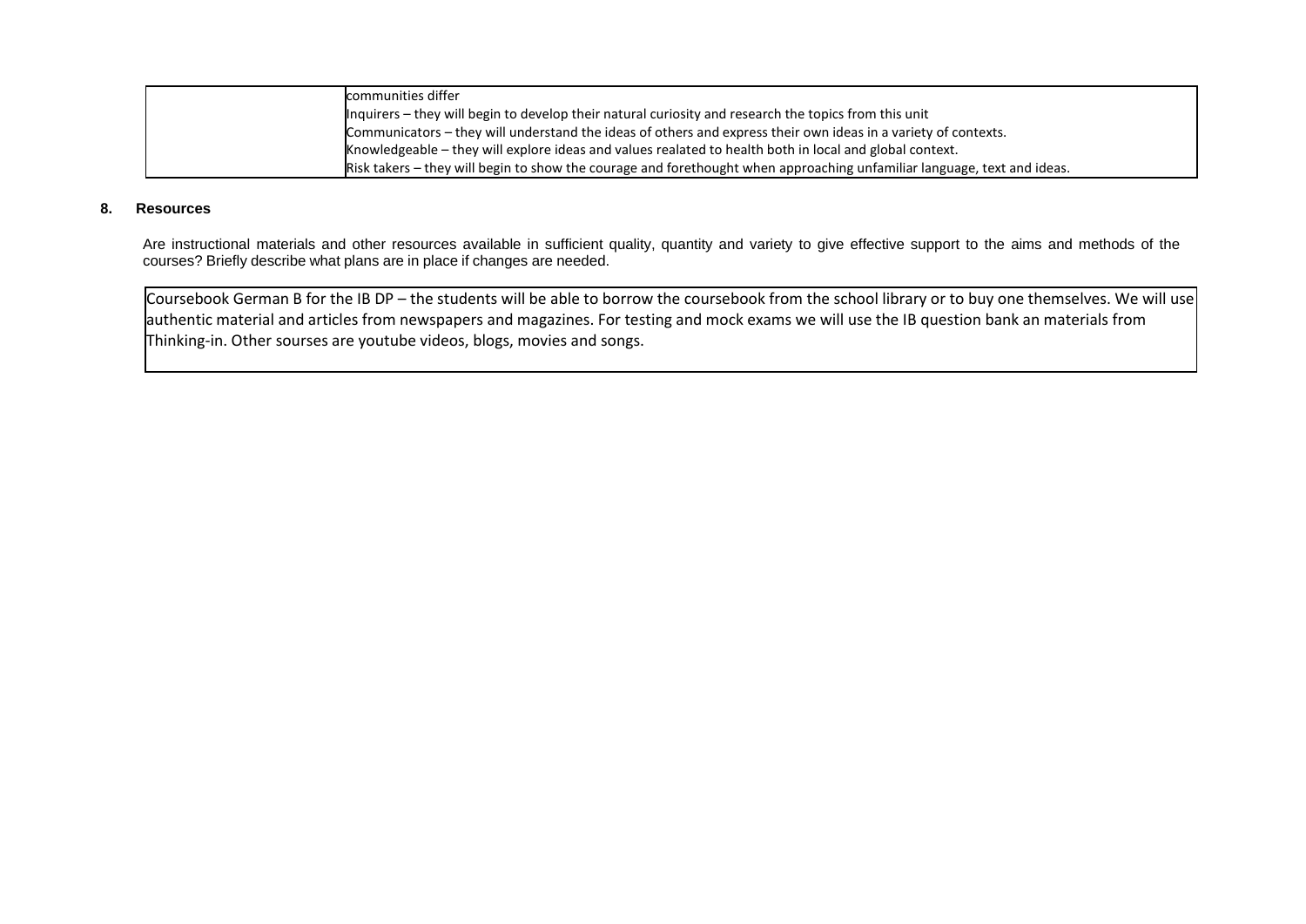| | |
|---|---|
| | communities differ<br>Inquirers – they will begin to develop their natural curiosity and research the topics from this unit<br>Communicators – they will understand the ideas of others and express their own ideas in a variety of contexts.<br>Knowledgeable – they will explore ideas and values realated to health both in local and global context.<br>Risk takers – they will begin to show the courage and forethought when approaching unfamiliar language, text and ideas. |

**8. Resources**

Are instructional materials and other resources available in sufficient quality, quantity and variety to give effective support to the aims and methods of the courses? Briefly describe what plans are in place if changes are needed.

| |
|---|
| Coursebook German B for the IB DP – the students will be able to borrow the coursebook from the school library or to buy one themselves. We will use authentic material and articles from newspapers and magazines. For testing and mock exams we will use the IB question bank an materials from Thinking-in. Other sourses are youtube videos, blogs, movies and songs. |